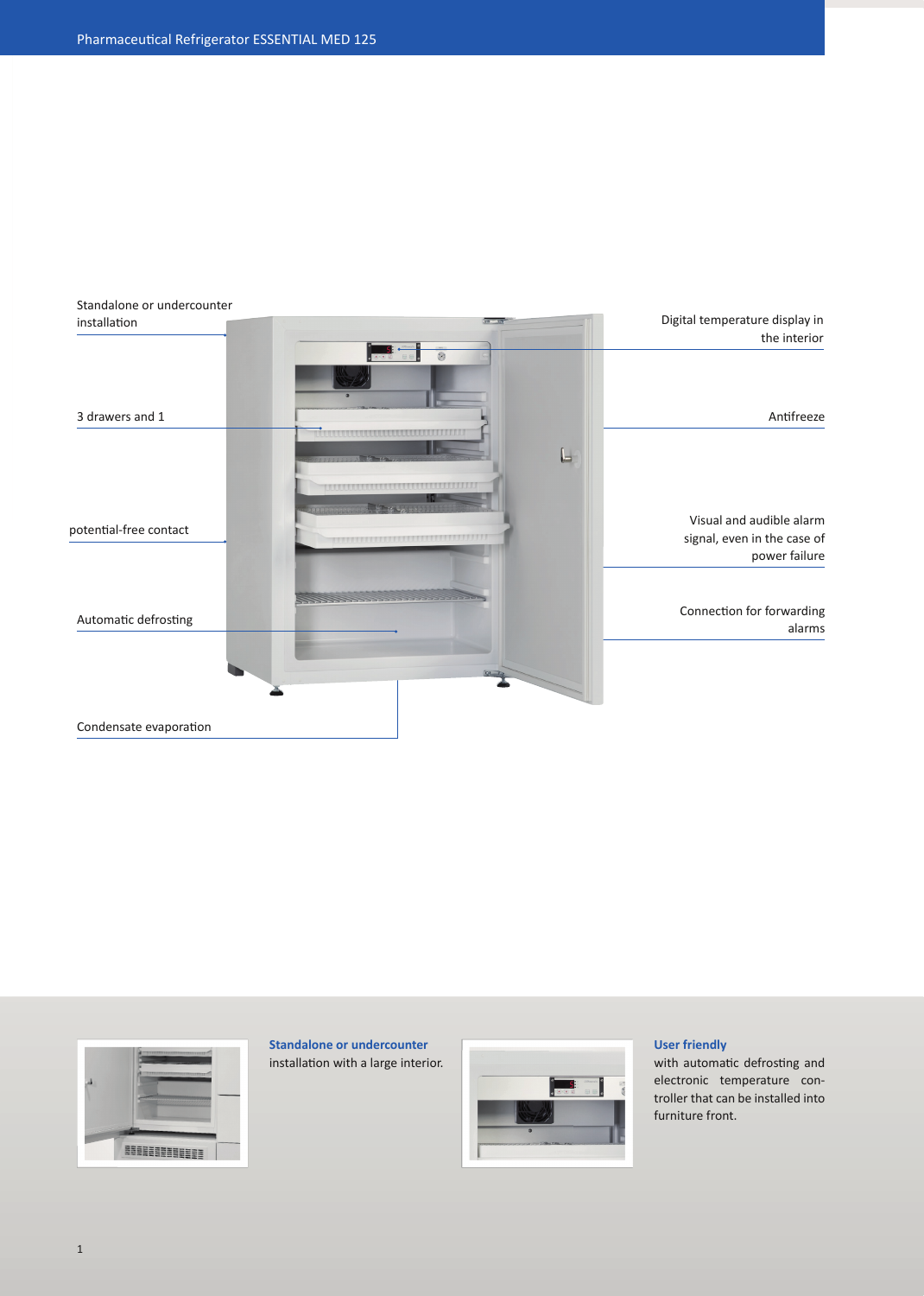# Pharmaceutical Refrigerator ESSENTIAL MED 125

Standalone or undercounter installation

3 drawers and 1

potential-free contact

Automatic defrosting

Condensate evaporation

Digital temperature display in the interior

Antifreeze

Visual and audible alarm signal, even in the case of power failure

Connection for forwarding alarms

**Standalone or undercounter**
installation with a large interior.

**User friendly**
with automatic defrosting and electronic temperature controller that can be installed into furniture front.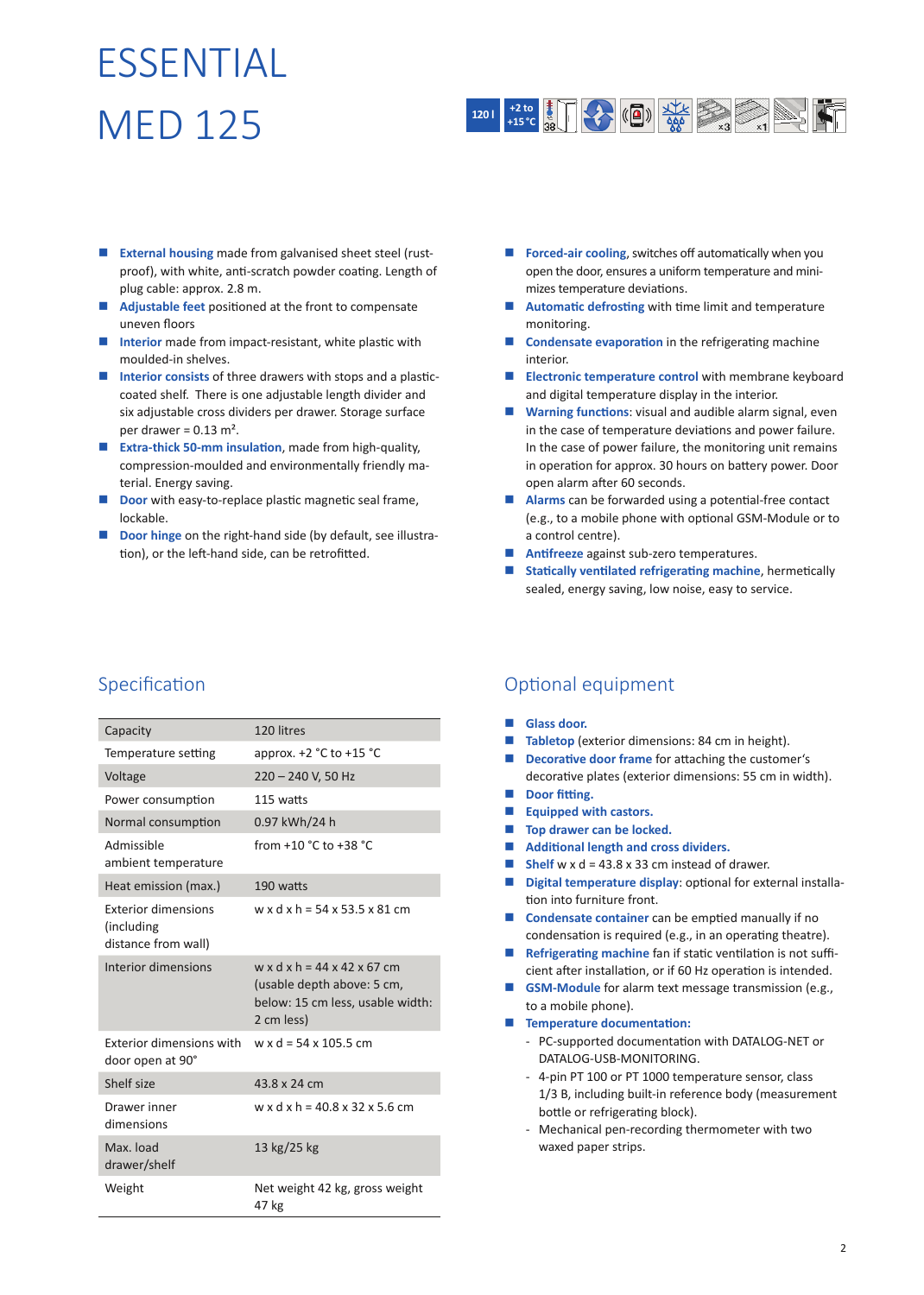# ESSENTIAL

# MED 125

120 l | +2 to +15 °C | 38

- **External housing** made from galvanised sheet steel (rust-proof), with white, anti-scratch powder coating. Length of plug cable: approx. 2.8 m.
- **Adjustable feet** positioned at the front to compensate uneven floors
- **Interior** made from impact-resistant, white plastic with moulded-in shelves.
- **Interior consists** of three drawers with stops and a plastic-coated shelf. There is one adjustable length divider and six adjustable cross dividers per drawer. Storage surface per drawer = 0.13 m².
- **Extra-thick 50-mm insulation**, made from high-quality, compression-moulded and environmentally friendly material. Energy saving.
- **Door** with easy-to-replace plastic magnetic seal frame, lockable.
- **Door hinge** on the right-hand side (by default, see illustration), or the left-hand side, can be retrofitted.
- **Forced-air cooling**, switches off automatically when you open the door, ensures a uniform temperature and minimizes temperature deviations.
- **Automatic defrosting** with time limit and temperature monitoring.
- **Condensate evaporation** in the refrigerating machine interior.
- **Electronic temperature control** with membrane keyboard and digital temperature display in the interior.
- **Warning functions**: visual and audible alarm signal, even in the case of temperature deviations and power failure. In the case of power failure, the monitoring unit remains in operation for approx. 30 hours on battery power. Door open alarm after 60 seconds.
- **Alarms** can be forwarded using a potential-free contact (e.g., to a mobile phone with optional GSM-Module or to a control centre).
- **Antifreeze** against sub-zero temperatures.
- **Statically ventilated refrigerating machine**, hermetically sealed, energy saving, low noise, easy to service.

## Specification

| | |
|---|---|
| Capacity | 120 litres |
| Temperature setting | approx. +2 °C to +15 °C |
| Voltage | 220 – 240 V, 50 Hz |
| Power consumption | 115 watts |
| Normal consumption | 0.97 kWh/24 h |
| Admissible ambient temperature | from +10 °C to +38 °C |
| Heat emission (max.) | 190 watts |
| Exterior dimensions (including distance from wall) | w x d x h = 54 x 53.5 x 81 cm |
| Interior dimensions | w x d x h = 44 x 42 x 67 cm (usable depth above: 5 cm, below: 15 cm less, usable width: 2 cm less) |
| Exterior dimensions with door open at 90° | w x d = 54 x 105.5 cm |
| Shelf size | 43.8 x 24 cm |
| Drawer inner dimensions | w x d x h = 40.8 x 32 x 5.6 cm |
| Max. load drawer/shelf | 13 kg/25 kg |
| Weight | Net weight 42 kg, gross weight 47 kg |

## Optional equipment

- **Glass door.**
- **Tabletop** (exterior dimensions: 84 cm in height).
- **Decorative door frame** for attaching the customer's decorative plates (exterior dimensions: 55 cm in width).
- **Door fitting.**
- **Equipped with castors.**
- **Top drawer can be locked.**
- **Additional length and cross dividers.**
- **Shelf** w x d = 43.8 x 33 cm instead of drawer.
- **Digital temperature display**: optional for external installation into furniture front.
- **Condensate container** can be emptied manually if no condensation is required (e.g., in an operating theatre).
- **Refrigerating machine** fan if static ventilation is not sufficient after installation, or if 60 Hz operation is intended.
- **GSM-Module** for alarm text message transmission (e.g., to a mobile phone).
- **Temperature documentation:**
  - PC-supported documentation with DATALOG-NET or DATALOG-USB-MONITORING.
  - 4-pin PT 100 or PT 1000 temperature sensor, class 1/3 B, including built-in reference body (measurement bottle or refrigerating block).
  - Mechanical pen-recording thermometer with two waxed paper strips.